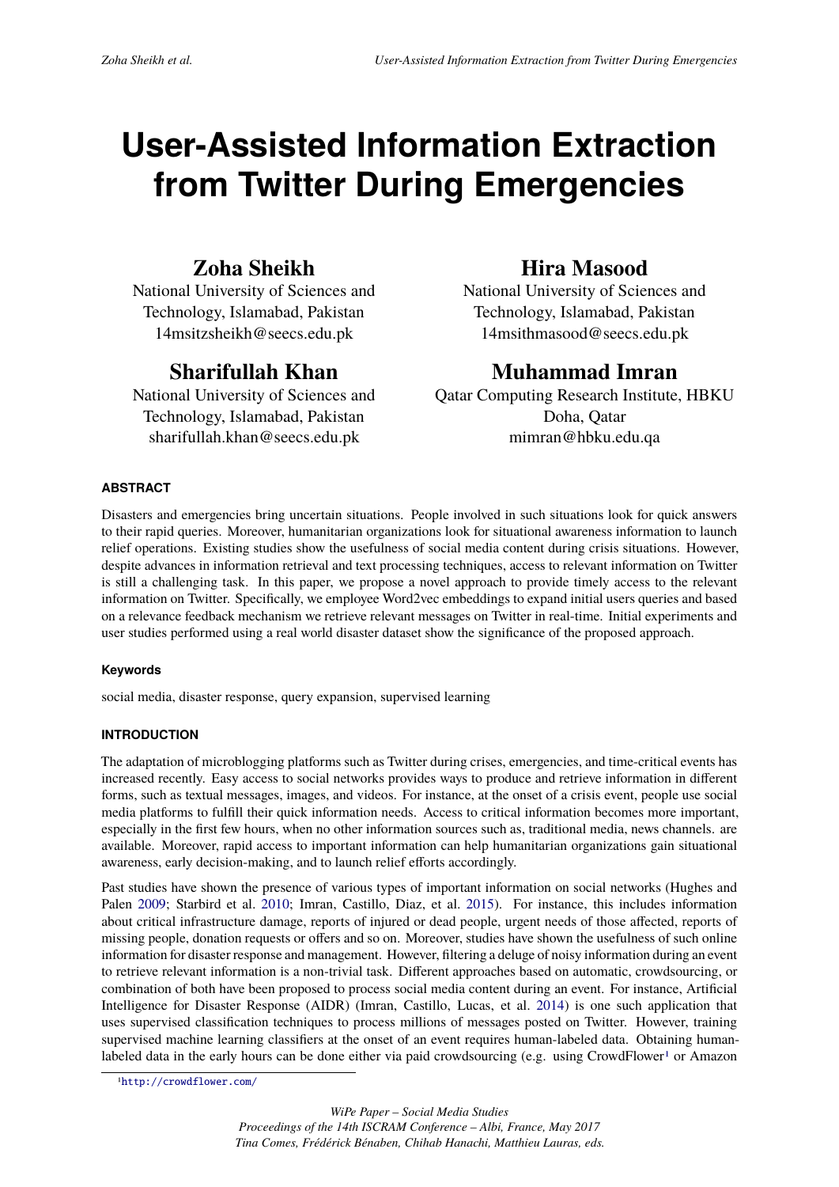# User-Assisted Information Extraction from Twitter During Emergencies

**Zoha Sheikh**
National University of Sciences and Technology, Islamabad, Pakistan
14msitzsheikh@seecs.edu.pk

**Hira Masood**
National University of Sciences and Technology, Islamabad, Pakistan
14msithmasood@seecs.edu.pk

**Sharifullah Khan**
National University of Sciences and Technology, Islamabad, Pakistan
sharifullah.khan@seecs.edu.pk

**Muhammad Imran**
Qatar Computing Research Institute, HBKU
Doha, Qatar
mimran@hbku.edu.qa

## ABSTRACT

Disasters and emergencies bring uncertain situations. People involved in such situations look for quick answers to their rapid queries. Moreover, humanitarian organizations look for situational awareness information to launch relief operations. Existing studies show the usefulness of social media content during crisis situations. However, despite advances in information retrieval and text processing techniques, access to relevant information on Twitter is still a challenging task. In this paper, we propose a novel approach to provide timely access to the relevant information on Twitter. Specifically, we employee Word2vec embeddings to expand initial users queries and based on a relevance feedback mechanism we retrieve relevant messages on Twitter in real-time. Initial experiments and user studies performed using a real world disaster dataset show the significance of the proposed approach.

### Keywords

social media, disaster response, query expansion, supervised learning

## INTRODUCTION

The adaptation of microblogging platforms such as Twitter during crises, emergencies, and time-critical events has increased recently. Easy access to social networks provides ways to produce and retrieve information in different forms, such as textual messages, images, and videos. For instance, at the onset of a crisis event, people use social media platforms to fulfill their quick information needs. Access to critical information becomes more important, especially in the first few hours, when no other information sources such as, traditional media, news channels. are available. Moreover, rapid access to important information can help humanitarian organizations gain situational awareness, early decision-making, and to launch relief efforts accordingly.

Past studies have shown the presence of various types of important information on social networks (Hughes and Palen 2009; Starbird et al. 2010; Imran, Castillo, Diaz, et al. 2015). For instance, this includes information about critical infrastructure damage, reports of injured or dead people, urgent needs of those affected, reports of missing people, donation requests or offers and so on. Moreover, studies have shown the usefulness of such online information for disaster response and management. However, filtering a deluge of noisy information during an event to retrieve relevant information is a non-trivial task. Different approaches based on automatic, crowdsourcing, or combination of both have been proposed to process social media content during an event. For instance, Artificial Intelligence for Disaster Response (AIDR) (Imran, Castillo, Lucas, et al. 2014) is one such application that uses supervised classification techniques to process millions of messages posted on Twitter. However, training supervised machine learning classifiers at the onset of an event requires human-labeled data. Obtaining human-labeled data in the early hours can be done either via paid crowdsourcing (e.g. using CrowdFlower[1] or Amazon

[1] http://crowdflower.com/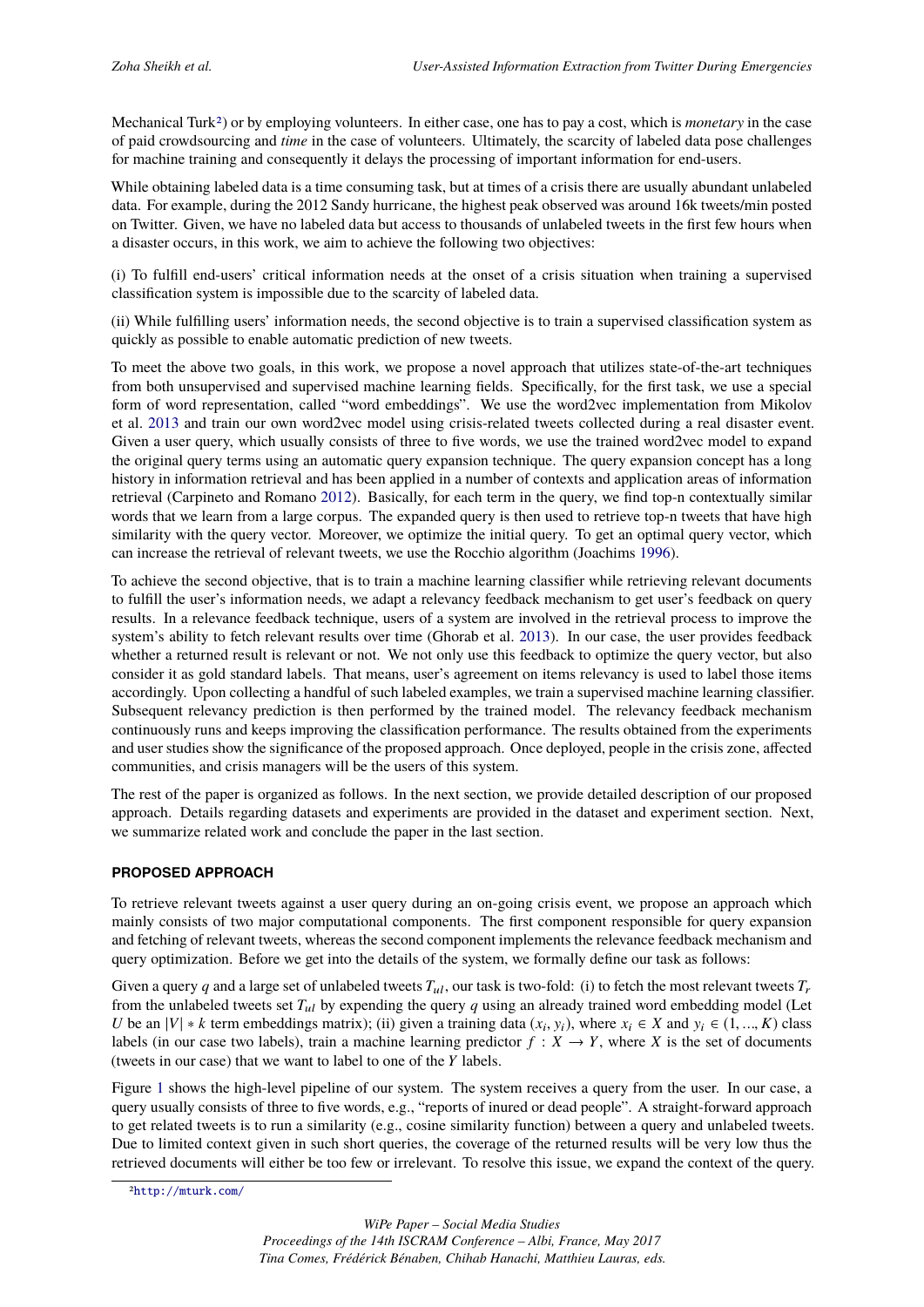Mechanical Turk[2]) or by employing volunteers. In either case, one has to pay a cost, which is *monetary* in the case of paid crowdsourcing and *time* in the case of volunteers. Ultimately, the scarcity of labeled data pose challenges for machine training and consequently it delays the processing of important information for end-users.

While obtaining labeled data is a time consuming task, but at times of a crisis there are usually abundant unlabeled data. For example, during the 2012 Sandy hurricane, the highest peak observed was around 16k tweets/min posted on Twitter. Given, we have no labeled data but access to thousands of unlabeled tweets in the first few hours when a disaster occurs, in this work, we aim to achieve the following two objectives:

(i) To fulfill end-users' critical information needs at the onset of a crisis situation when training a supervised classification system is impossible due to the scarcity of labeled data.

(ii) While fulfilling users' information needs, the second objective is to train a supervised classification system as quickly as possible to enable automatic prediction of new tweets.

To meet the above two goals, in this work, we propose a novel approach that utilizes state-of-the-art techniques from both unsupervised and supervised machine learning fields. Specifically, for the first task, we use a special form of word representation, called "word embeddings". We use the word2vec implementation from Mikolov et al. 2013 and train our own word2vec model using crisis-related tweets collected during a real disaster event. Given a user query, which usually consists of three to five words, we use the trained word2vec model to expand the original query terms using an automatic query expansion technique. The query expansion concept has a long history in information retrieval and has been applied in a number of contexts and application areas of information retrieval (Carpineto and Romano 2012). Basically, for each term in the query, we find top-n contextually similar words that we learn from a large corpus. The expanded query is then used to retrieve top-n tweets that have high similarity with the query vector. Moreover, we optimize the initial query. To get an optimal query vector, which can increase the retrieval of relevant tweets, we use the Rocchio algorithm (Joachims 1996).

To achieve the second objective, that is to train a machine learning classifier while retrieving relevant documents to fulfill the user's information needs, we adapt a relevancy feedback mechanism to get user's feedback on query results. In a relevance feedback technique, users of a system are involved in the retrieval process to improve the system's ability to fetch relevant results over time (Ghorab et al. 2013). In our case, the user provides feedback whether a returned result is relevant or not. We not only use this feedback to optimize the query vector, but also consider it as gold standard labels. That means, user's agreement on items relevancy is used to label those items accordingly. Upon collecting a handful of such labeled examples, we train a supervised machine learning classifier. Subsequent relevancy prediction is then performed by the trained model. The relevancy feedback mechanism continuously runs and keeps improving the classification performance. The results obtained from the experiments and user studies show the significance of the proposed approach. Once deployed, people in the crisis zone, affected communities, and crisis managers will be the users of this system.

The rest of the paper is organized as follows. In the next section, we provide detailed description of our proposed approach. Details regarding datasets and experiments are provided in the dataset and experiment section. Next, we summarize related work and conclude the paper in the last section.

## PROPOSED APPROACH

To retrieve relevant tweets against a user query during an on-going crisis event, we propose an approach which mainly consists of two major computational components. The first component responsible for query expansion and fetching of relevant tweets, whereas the second component implements the relevance feedback mechanism and query optimization. Before we get into the details of the system, we formally define our task as follows:

Given a query $q$ and a large set of unlabeled tweets $T_{ul}$, our task is two-fold: (i) to fetch the most relevant tweets $T_r$ from the unlabeled tweets set $T_{ul}$ by expending the query $q$ using an already trained word embedding model (Let $U$ be an $|V| * k$ term embeddings matrix); (ii) given a training data $(x_i, y_i)$, where $x_i \in X$ and $y_i \in (1, ..., K)$ class labels (in our case two labels), train a machine learning predictor $f : X \rightarrow Y$, where $X$ is the set of documents (tweets in our case) that we want to label to one of the $Y$ labels.

Figure 1 shows the high-level pipeline of our system. The system receives a query from the user. In our case, a query usually consists of three to five words, e.g., "reports of inured or dead people". A straight-forward approach to get related tweets is to run a similarity (e.g., cosine similarity function) between a query and unlabeled tweets. Due to limited context given in such short queries, the coverage of the returned results will be very low thus the retrieved documents will either be too few or irrelevant. To resolve this issue, we expand the context of the query.

[2]http://mturk.com/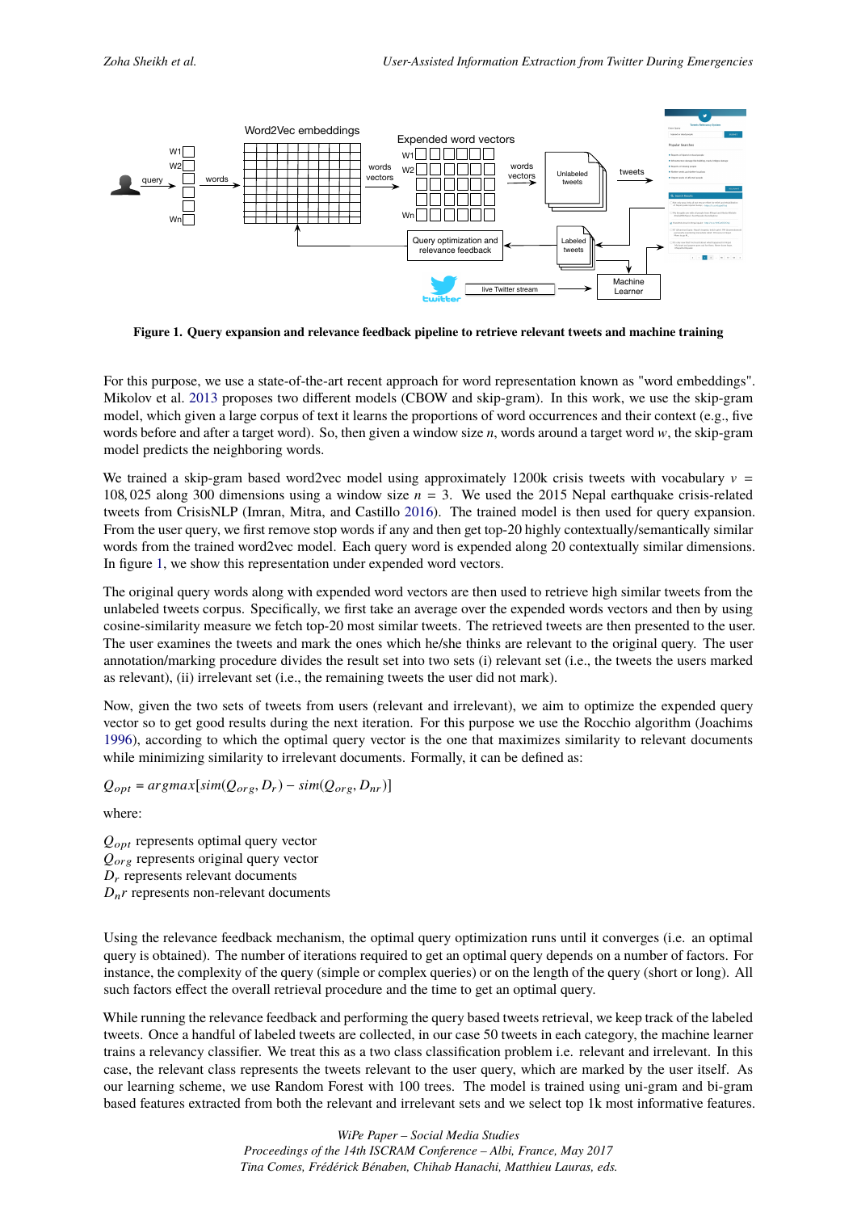**Figure 1. Query expansion and relevance feedback pipeline to retrieve relevant tweets and machine training**

For this purpose, we use a state-of-the-art recent approach for word representation known as "word embeddings". Mikolov et al. 2013 proposes two different models (CBOW and skip-gram). In this work, we use the skip-gram model, which given a large corpus of text it learns the proportions of word occurrences and their context (e.g., five words before and after a target word). So, then given a window size $n$, words around a target word $w$, the skip-gram model predicts the neighboring words.

We trained a skip-gram based word2vec model using approximately 1200k crisis tweets with vocabulary $v = 108,025$ along 300 dimensions using a window size $n = 3$. We used the 2015 Nepal earthquake crisis-related tweets from CrisisNLP (Imran, Mitra, and Castillo 2016). The trained model is then used for query expansion. From the user query, we first remove stop words if any and then get top-20 highly contextually/semantically similar words from the trained word2vec model. Each query word is expended along 20 contextually similar dimensions. In figure 1, we show this representation under expended word vectors.

The original query words along with expended word vectors are then used to retrieve high similar tweets from the unlabeled tweets corpus. Specifically, we first take an average over the expended words vectors and then by using cosine-similarity measure we fetch top-20 most similar tweets. The retrieved tweets are then presented to the user. The user examines the tweets and mark the ones which he/she thinks are relevant to the original query. The user annotation/marking procedure divides the result set into two sets (i) relevant set (i.e., the tweets the users marked as relevant), (ii) irrelevant set (i.e., the remaining tweets the user did not mark).

Now, given the two sets of tweets from users (relevant and irrelevant), we aim to optimize the expended query vector so to get good results during the next iteration. For this purpose we use the Rocchio algorithm (Joachims 1996), according to which the optimal query vector is the one that maximizes similarity to relevant documents while minimizing similarity to irrelevant documents. Formally, it can be defined as:

$$Q_{opt} = argmax[sim(Q_{org}, D_r) - sim(Q_{org}, D_{nr})]$$

where:

$Q_{opt}$ represents optimal query vector
$Q_{org}$ represents original query vector
$D_r$ represents relevant documents
$D_nr$ represents non-relevant documents

Using the relevance feedback mechanism, the optimal query optimization runs until it converges (i.e. an optimal query is obtained). The number of iterations required to get an optimal query depends on a number of factors. For instance, the complexity of the query (simple or complex queries) or on the length of the query (short or long). All such factors effect the overall retrieval procedure and the time to get an optimal query.

While running the relevance feedback and performing the query based tweets retrieval, we keep track of the labeled tweets. Once a handful of labeled tweets are collected, in our case 50 tweets in each category, the machine learner trains a relevancy classifier. We treat this as a two class classification problem i.e. relevant and irrelevant. In this case, the relevant class represents the tweets relevant to the user query, which are marked by the user itself. As our learning scheme, we use Random Forest with 100 trees. The model is trained using uni-gram and bi-gram based features extracted from both the relevant and irrelevant sets and we select top 1k most informative features.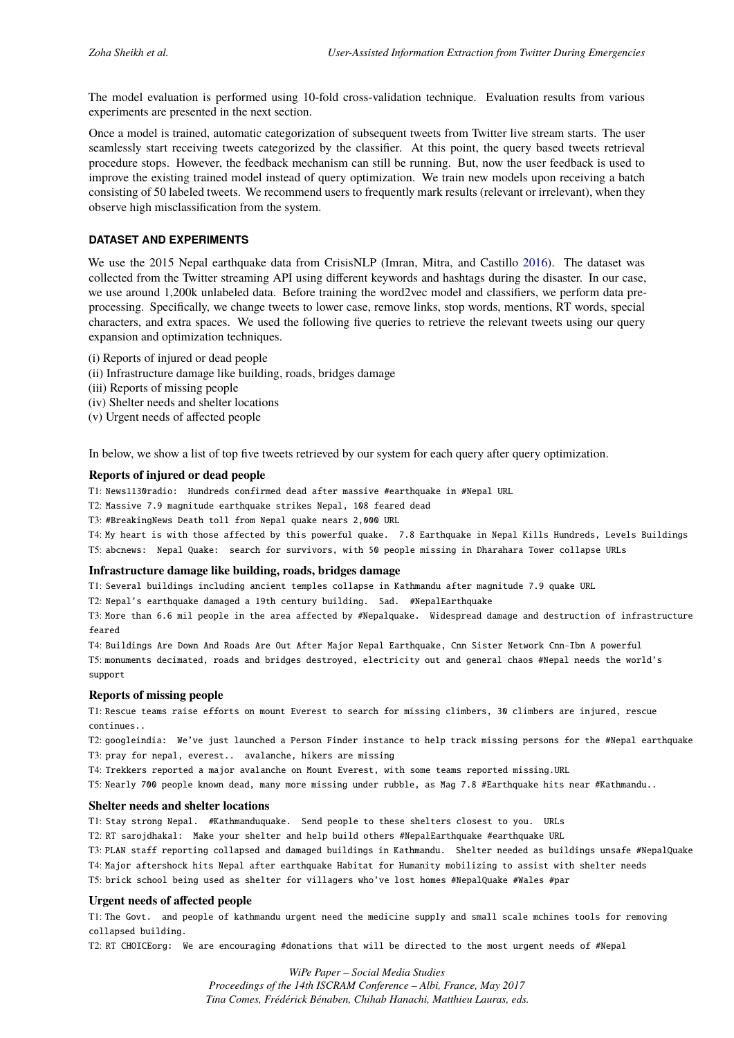The model evaluation is performed using 10-fold cross-validation technique. Evaluation results from various experiments are presented in the next section.

Once a model is trained, automatic categorization of subsequent tweets from Twitter live stream starts. The user seamlessly start receiving tweets categorized by the classifier. At this point, the query based tweets retrieval procedure stops. However, the feedback mechanism can still be running. But, now the user feedback is used to improve the existing trained model instead of query optimization. We train new models upon receiving a batch consisting of 50 labeled tweets. We recommend users to frequently mark results (relevant or irrelevant), when they observe high misclassification from the system.

### DATASET AND EXPERIMENTS

We use the 2015 Nepal earthquake data from CrisisNLP (Imran, Mitra, and Castillo 2016). The dataset was collected from the Twitter streaming API using different keywords and hashtags during the disaster. In our case, we use around 1,200k unlabeled data. Before training the word2vec model and classifiers, we perform data pre-processing. Specifically, we change tweets to lower case, remove links, stop words, mentions, RT words, special characters, and extra spaces. We used the following five queries to retrieve the relevant tweets using our query expansion and optimization techniques.

(i) Reports of injured or dead people
(ii) Infrastructure damage like building, roads, bridges damage
(iii) Reports of missing people
(iv) Shelter needs and shelter locations
(v) Urgent needs of affected people

In below, we show a list of top five tweets retrieved by our system for each query after query optimization.

**Reports of injured or dead people**

T1: `News1130radio: Hundreds confirmed dead after massive #earthquake in #Nepal URL`
T2: `Massive 7.9 magnitude earthquake strikes Nepal, 108 feared dead`
T3: `#BreakingNews Death toll from Nepal quake nears 2,000 URL`
T4: `My heart is with those affected by this powerful quake. 7.8 Earthquake in Nepal Kills Hundreds, Levels Buildings`
T5: `abcnews: Nepal Quake: search for survivors, with 50 people missing in Dharahara Tower collapse URLs`

**Infrastructure damage like building, roads, bridges damage**

T1: `Several buildings including ancient temples collapse in Kathmandu after magnitude 7.9 quake URL`
T2: `Nepal's earthquake damaged a 19th century building. Sad. #NepalEarthquake`
T3: `More than 6.6 mil people in the area affected by #Nepalquake. Widespread damage and destruction of infrastructure feared`
T4: `Buildings Are Down And Roads Are Out After Major Nepal Earthquake, Cnn Sister Network Cnn-Ibn A powerful`
T5: `monuments decimated, roads and bridges destroyed, electricity out and general chaos #Nepal needs the world's support`

**Reports of missing people**

T1: `Rescue teams raise efforts on mount Everest to search for missing climbers, 30 climbers are injured, rescue continues..`
T2: `googleindia: We've just launched a Person Finder instance to help track missing persons for the #Nepal earthquake`
T3: `pray for nepal, everest.. avalanche, hikers are missing`
T4: `Trekkers reported a major avalanche on Mount Everest, with some teams reported missing.URL`
T5: `Nearly 700 people known dead, many more missing under rubble, as Mag 7.8 #Earthquake hits near #Kathmandu..`

**Shelter needs and shelter locations**

T1: `Stay strong Nepal. #Kathmanduquake. Send people to these shelters closest to you. URLs`
T2: `RT sarojdhakal: Make your shelter and help build others #NepalEarthquake #earthquake URL`
T3: `PLAN staff reporting collapsed and damaged buildings in Kathmandu. Shelter needed as buildings unsafe #NepalQuake`
T4: `Major aftershock hits Nepal after earthquake Habitat for Humanity mobilizing to assist with shelter needs`
T5: `brick school being used as shelter for villagers who've lost homes #NepalQuake #Wales #par`

**Urgent needs of affected people**

T1: `The Govt. and people of kathmandu urgent need the medicine supply and small scale mchines tools for removing collapsed building.`
T2: `RT CHOICEorg: We are encouraging #donations that will be directed to the most urgent needs of #Nepal`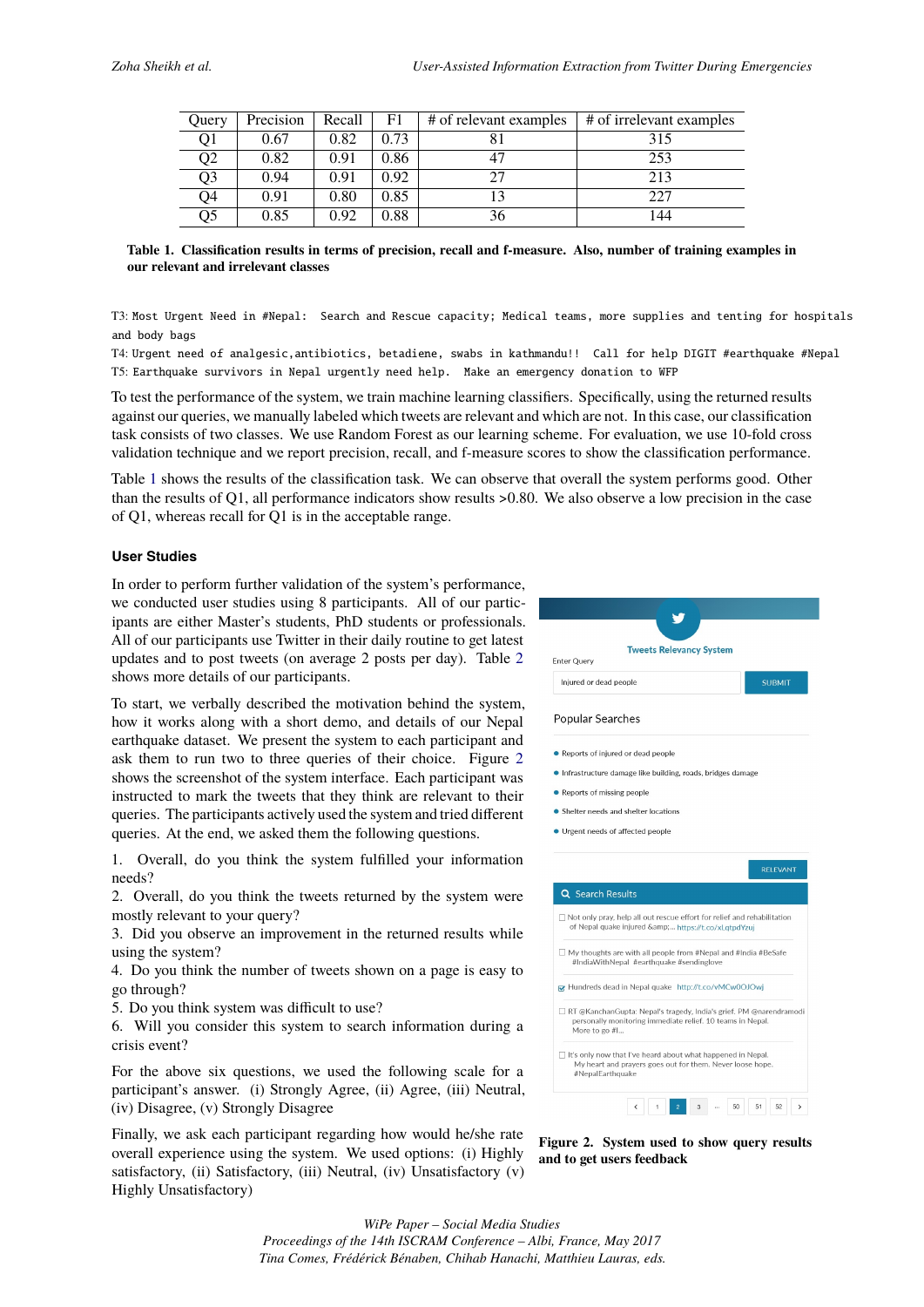| Query | Precision | Recall | F1 | # of relevant examples | # of irrelevant examples |
|---|---|---|---|---|---|
| Q1 | 0.67 | 0.82 | 0.73 | 81 | 315 |
| Q2 | 0.82 | 0.91 | 0.86 | 47 | 253 |
| Q3 | 0.94 | 0.91 | 0.92 | 27 | 213 |
| Q4 | 0.91 | 0.80 | 0.85 | 13 | 227 |
| Q5 | 0.85 | 0.92 | 0.88 | 36 | 144 |

**Table 1. Classification results in terms of precision, recall and f-measure. Also, number of training examples in our relevant and irrelevant classes**

T3: `Most Urgent Need in #Nepal: Search and Rescue capacity; Medical teams, more supplies and tenting for hospitals and body bags`

T4: `Urgent need of analgesic,antibiotics, betadiene, swabs in kathmandu!! Call for help DIGIT #earthquake #Nepal`

T5: `Earthquake survivors in Nepal urgently need help. Make an emergency donation to WFP`

To test the performance of the system, we train machine learning classifiers. Specifically, using the returned results against our queries, we manually labeled which tweets are relevant and which are not. In this case, our classification task consists of two classes. We use Random Forest as our learning scheme. For evaluation, we use 10-fold cross validation technique and we report precision, recall, and f-measure scores to show the classification performance.

Table 1 shows the results of the classification task. We can observe that overall the system performs good. Other than the results of Q1, all performance indicators show results >0.80. We also observe a low precision in the case of Q1, whereas recall for Q1 is in the acceptable range.

## User Studies

In order to perform further validation of the system's performance, we conducted user studies using 8 participants. All of our participants are either Master's students, PhD students or professionals. All of our participants use Twitter in their daily routine to get latest updates and to post tweets (on average 2 posts per day). Table 2 shows more details of our participants.

To start, we verbally described the motivation behind the system, how it works along with a short demo, and details of our Nepal earthquake dataset. We present the system to each participant and ask them to run two to three queries of their choice. Figure 2 shows the screenshot of the system interface. Each participant was instructed to mark the tweets that they think are relevant to their queries. The participants actively used the system and tried different queries. At the end, we asked them the following questions.

1. Overall, do you think the system fulfilled your information needs?
2. Overall, do you think the tweets returned by the system were mostly relevant to your query?
3. Did you observe an improvement in the returned results while using the system?
4. Do you think the number of tweets shown on a page is easy to go through?
5. Do you think system was difficult to use?
6. Will you consider this system to search information during a crisis event?

For the above six questions, we used the following scale for a participant's answer. (i) Strongly Agree, (ii) Agree, (iii) Neutral, (iv) Disagree, (v) Strongly Disagree

Finally, we ask each participant regarding how would he/she rate overall experience using the system. We used options: (i) Highly satisfactory, (ii) Satisfactory, (iii) Neutral, (iv) Unsatisfactory (v) Highly Unsatisfactory)

**Figure 2. System used to show query results and to get users feedback**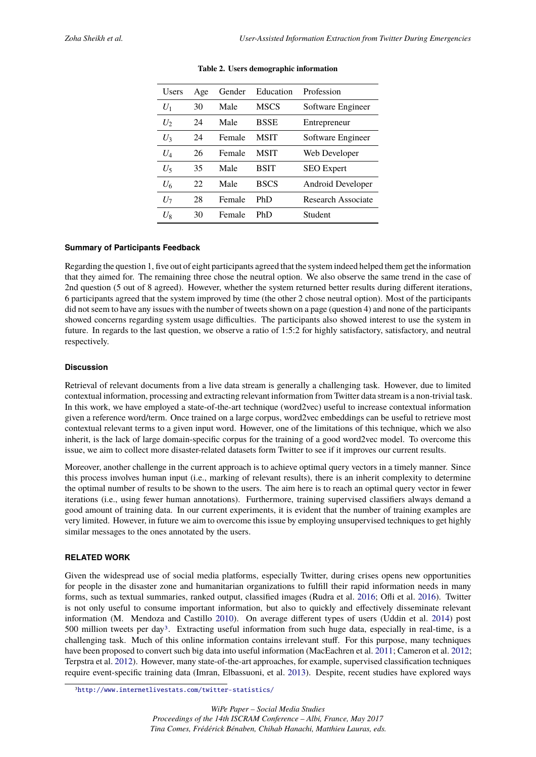**Table 2. Users demographic information**

| Users | Age | Gender | Education | Profession |
|---|---|---|---|---|
| $U_1$ | 30 | Male | MSCS | Software Engineer |
| $U_2$ | 24 | Male | BSSE | Entrepreneur |
| $U_3$ | 24 | Female | MSIT | Software Engineer |
| $U_4$ | 26 | Female | MSIT | Web Developer |
| $U_5$ | 35 | Male | BSIT | SEO Expert |
| $U_6$ | 22 | Male | BSCS | Android Developer |
| $U_7$ | 28 | Female | PhD | Research Associate |
| $U_8$ | 30 | Female | PhD | Student |

### Summary of Participants Feedback

Regarding the question 1, five out of eight participants agreed that the system indeed helped them get the information that they aimed for. The remaining three chose the neutral option. We also observe the same trend in the case of 2nd question (5 out of 8 agreed). However, whether the system returned better results during different iterations, 6 participants agreed that the system improved by time (the other 2 chose neutral option). Most of the participants did not seem to have any issues with the number of tweets shown on a page (question 4) and none of the participants showed concerns regarding system usage difficulties. The participants also showed interest to use the system in future. In regards to the last question, we observe a ratio of 1:5:2 for highly satisfactory, satisfactory, and neutral respectively.

### Discussion

Retrieval of relevant documents from a live data stream is generally a challenging task. However, due to limited contextual information, processing and extracting relevant information from Twitter data stream is a non-trivial task. In this work, we have employed a state-of-the-art technique (word2vec) useful to increase contextual information given a reference word/term. Once trained on a large corpus, word2vec embeddings can be useful to retrieve most contextual relevant terms to a given input word. However, one of the limitations of this technique, which we also inherit, is the lack of large domain-specific corpus for the training of a good word2vec model. To overcome this issue, we aim to collect more disaster-related datasets form Twitter to see if it improves our current results.

Moreover, another challenge in the current approach is to achieve optimal query vectors in a timely manner. Since this process involves human input (i.e., marking of relevant results), there is an inherit complexity to determine the optimal number of results to be shown to the users. The aim here is to reach an optimal query vector in fewer iterations (i.e., using fewer human annotations). Furthermore, training supervised classifiers always demand a good amount of training data. In our current experiments, it is evident that the number of training examples are very limited. However, in future we aim to overcome this issue by employing unsupervised techniques to get highly similar messages to the ones annotated by the users.

## RELATED WORK

Given the widespread use of social media platforms, especially Twitter, during crises opens new opportunities for people in the disaster zone and humanitarian organizations to fulfill their rapid information needs in many forms, such as textual summaries, ranked output, classified images (Rudra et al. 2016; Ofli et al. 2016). Twitter is not only useful to consume important information, but also to quickly and effectively disseminate relevant information (M. Mendoza and Castillo 2010). On average different types of users (Uddin et al. 2014) post 500 million tweets per day[3]. Extracting useful information from such huge data, especially in real-time, is a challenging task. Much of this online information contains irrelevant stuff. For this purpose, many techniques have been proposed to convert such big data into useful information (MacEachren et al. 2011; Cameron et al. 2012; Terpstra et al. 2012). However, many state-of-the-art approaches, for example, supervised classification techniques require event-specific training data (Imran, Elbassuoni, et al. 2013). Despite, recent studies have explored ways

[3] http://www.internetlivestats.com/twitter-statistics/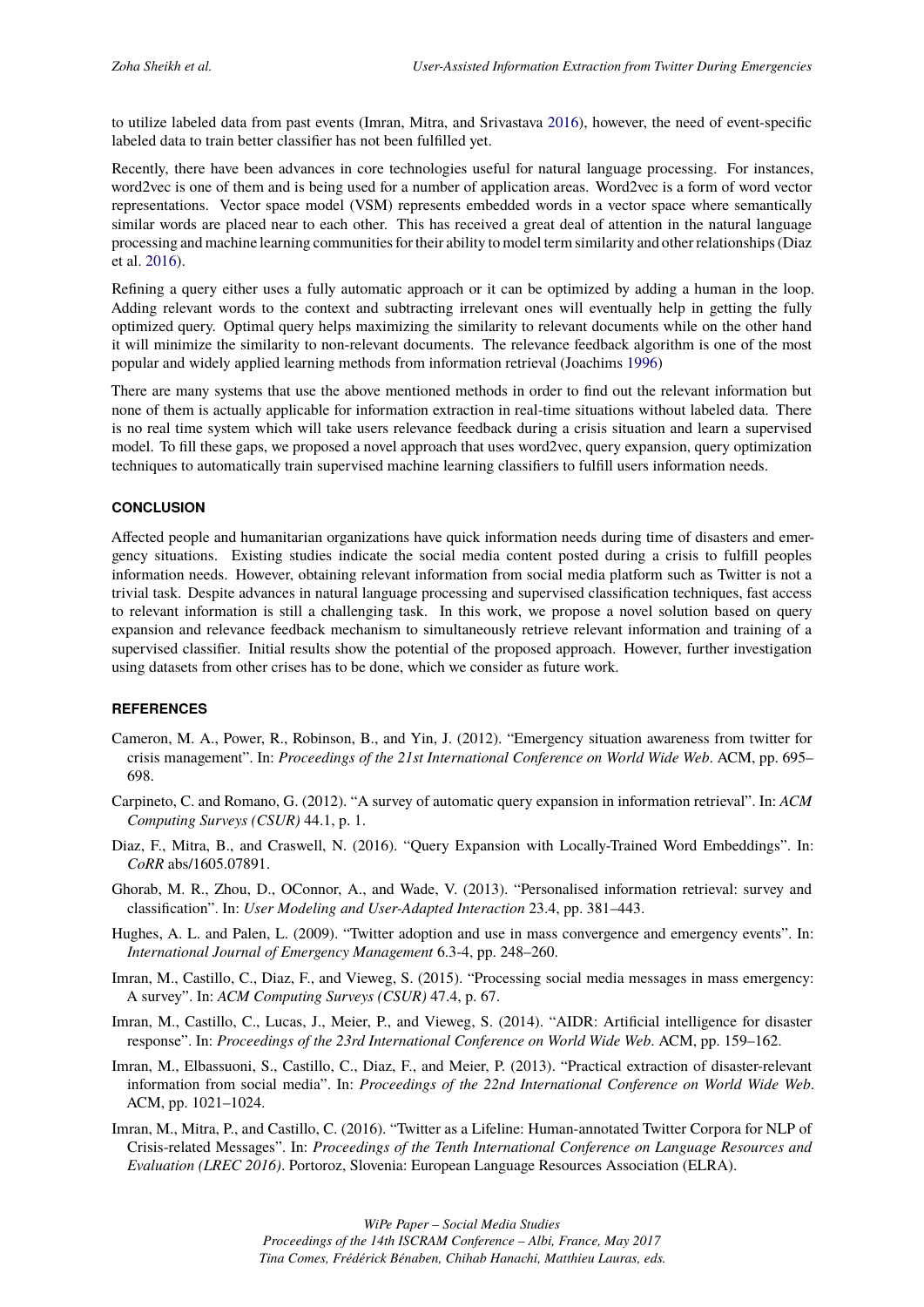to utilize labeled data from past events (Imran, Mitra, and Srivastava 2016), however, the need of event-specific labeled data to train better classifier has not been fulfilled yet.

Recently, there have been advances in core technologies useful for natural language processing. For instances, word2vec is one of them and is being used for a number of application areas. Word2vec is a form of word vector representations. Vector space model (VSM) represents embedded words in a vector space where semantically similar words are placed near to each other. This has received a great deal of attention in the natural language processing and machine learning communities for their ability to model term similarity and other relationships (Diaz et al. 2016).

Refining a query either uses a fully automatic approach or it can be optimized by adding a human in the loop. Adding relevant words to the context and subtracting irrelevant ones will eventually help in getting the fully optimized query. Optimal query helps maximizing the similarity to relevant documents while on the other hand it will minimize the similarity to non-relevant documents. The relevance feedback algorithm is one of the most popular and widely applied learning methods from information retrieval (Joachims 1996)

There are many systems that use the above mentioned methods in order to find out the relevant information but none of them is actually applicable for information extraction in real-time situations without labeled data. There is no real time system which will take users relevance feedback during a crisis situation and learn a supervised model. To fill these gaps, we proposed a novel approach that uses word2vec, query expansion, query optimization techniques to automatically train supervised machine learning classifiers to fulfill users information needs.

## CONCLUSION

Affected people and humanitarian organizations have quick information needs during time of disasters and emergency situations. Existing studies indicate the social media content posted during a crisis to fulfill peoples information needs. However, obtaining relevant information from social media platform such as Twitter is not a trivial task. Despite advances in natural language processing and supervised classification techniques, fast access to relevant information is still a challenging task. In this work, we propose a novel solution based on query expansion and relevance feedback mechanism to simultaneously retrieve relevant information and training of a supervised classifier. Initial results show the potential of the proposed approach. However, further investigation using datasets from other crises has to be done, which we consider as future work.

## REFERENCES

Cameron, M. A., Power, R., Robinson, B., and Yin, J. (2012). "Emergency situation awareness from twitter for crisis management". In: *Proceedings of the 21st International Conference on World Wide Web*. ACM, pp. 695–698.

Carpineto, C. and Romano, G. (2012). "A survey of automatic query expansion in information retrieval". In: *ACM Computing Surveys (CSUR)* 44.1, p. 1.

Diaz, F., Mitra, B., and Craswell, N. (2016). "Query Expansion with Locally-Trained Word Embeddings". In: *CoRR* abs/1605.07891.

Ghorab, M. R., Zhou, D., OConnor, A., and Wade, V. (2013). "Personalised information retrieval: survey and classification". In: *User Modeling and User-Adapted Interaction* 23.4, pp. 381–443.

Hughes, A. L. and Palen, L. (2009). "Twitter adoption and use in mass convergence and emergency events". In: *International Journal of Emergency Management* 6.3-4, pp. 248–260.

Imran, M., Castillo, C., Diaz, F., and Vieweg, S. (2015). "Processing social media messages in mass emergency: A survey". In: *ACM Computing Surveys (CSUR)* 47.4, p. 67.

Imran, M., Castillo, C., Lucas, J., Meier, P., and Vieweg, S. (2014). "AIDR: Artificial intelligence for disaster response". In: *Proceedings of the 23rd International Conference on World Wide Web*. ACM, pp. 159–162.

Imran, M., Elbassuoni, S., Castillo, C., Diaz, F., and Meier, P. (2013). "Practical extraction of disaster-relevant information from social media". In: *Proceedings of the 22nd International Conference on World Wide Web*. ACM, pp. 1021–1024.

Imran, M., Mitra, P., and Castillo, C. (2016). "Twitter as a Lifeline: Human-annotated Twitter Corpora for NLP of Crisis-related Messages". In: *Proceedings of the Tenth International Conference on Language Resources and Evaluation (LREC 2016)*. Portoroz, Slovenia: European Language Resources Association (ELRA).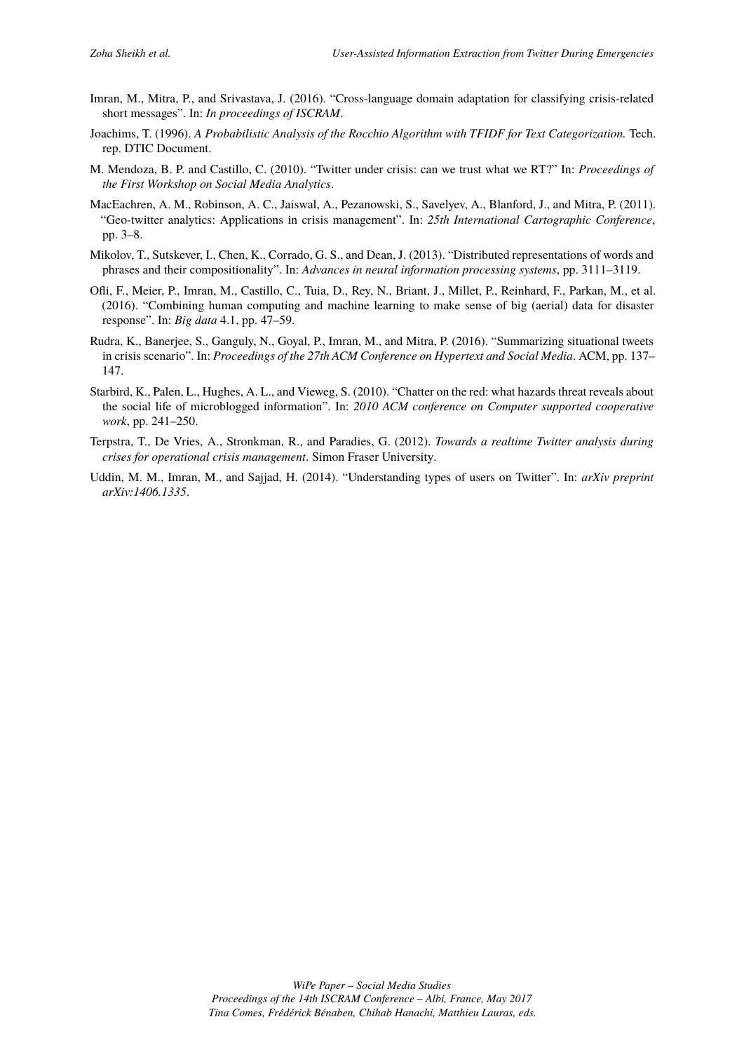Imran, M., Mitra, P., and Srivastava, J. (2016). "Cross-language domain adaptation for classifying crisis-related short messages". In: *In proceedings of ISCRAM*.

Joachims, T. (1996). *A Probabilistic Analysis of the Rocchio Algorithm with TFIDF for Text Categorization.* Tech. rep. DTIC Document.

M. Mendoza, B. P. and Castillo, C. (2010). "Twitter under crisis: can we trust what we RT?" In: *Proceedings of the First Workshop on Social Media Analytics*.

MacEachren, A. M., Robinson, A. C., Jaiswal, A., Pezanowski, S., Savelyev, A., Blanford, J., and Mitra, P. (2011). "Geo-twitter analytics: Applications in crisis management". In: *25th International Cartographic Conference*, pp. 3–8.

Mikolov, T., Sutskever, I., Chen, K., Corrado, G. S., and Dean, J. (2013). "Distributed representations of words and phrases and their compositionality". In: *Advances in neural information processing systems*, pp. 3111–3119.

Ofli, F., Meier, P., Imran, M., Castillo, C., Tuia, D., Rey, N., Briant, J., Millet, P., Reinhard, F., Parkan, M., et al. (2016). "Combining human computing and machine learning to make sense of big (aerial) data for disaster response". In: *Big data* 4.1, pp. 47–59.

Rudra, K., Banerjee, S., Ganguly, N., Goyal, P., Imran, M., and Mitra, P. (2016). "Summarizing situational tweets in crisis scenario". In: *Proceedings of the 27th ACM Conference on Hypertext and Social Media*. ACM, pp. 137–147.

Starbird, K., Palen, L., Hughes, A. L., and Vieweg, S. (2010). "Chatter on the red: what hazards threat reveals about the social life of microblogged information". In: *2010 ACM conference on Computer supported cooperative work*, pp. 241–250.

Terpstra, T., De Vries, A., Stronkman, R., and Paradies, G. (2012). *Towards a realtime Twitter analysis during crises for operational crisis management*. Simon Fraser University.

Uddin, M. M., Imran, M., and Sajjad, H. (2014). "Understanding types of users on Twitter". In: *arXiv preprint arXiv:1406.1335*.